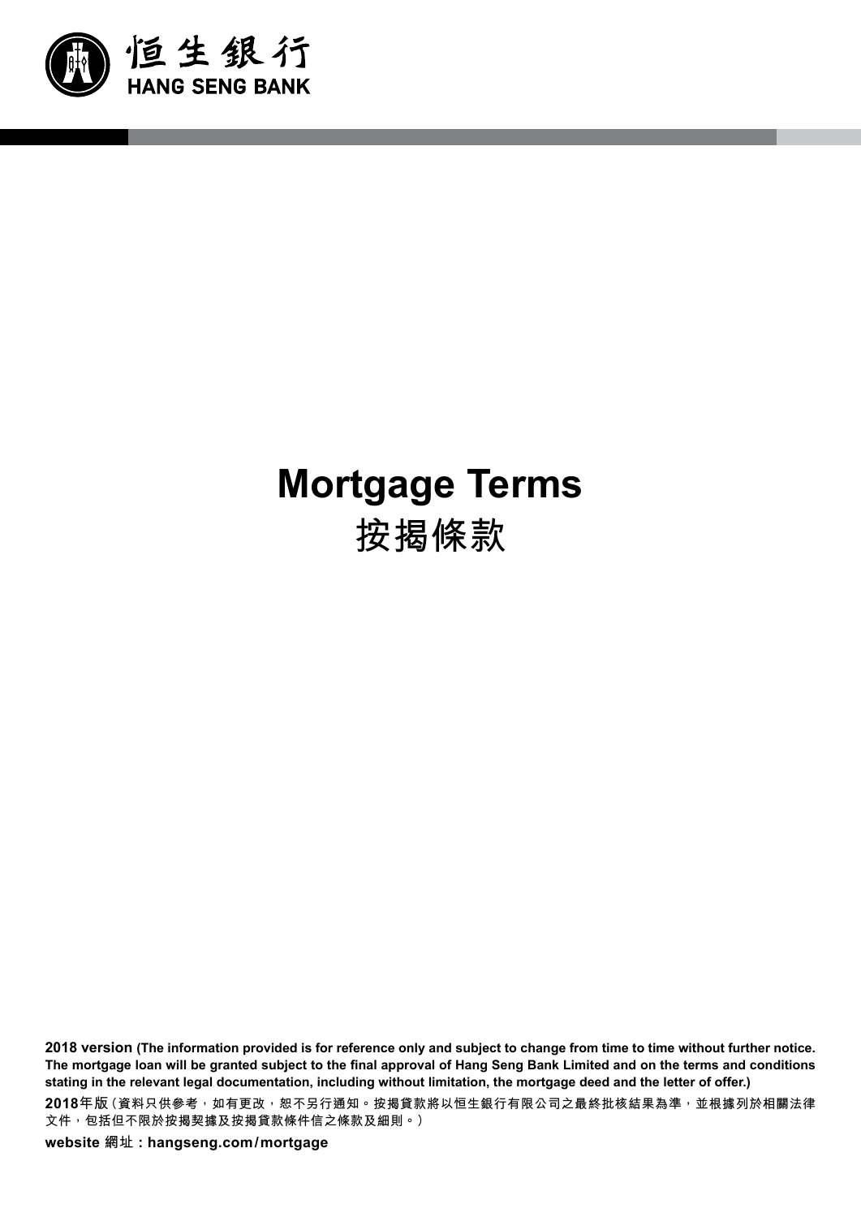恒生銀行
HANG SENG BANK

# Mortgage Terms
# 按揭條款

**2018 version (The information provided is for reference only and subject to change from time to time without further notice. The mortgage loan will be granted subject to the final approval of Hang Seng Bank Limited and on the terms and conditions stating in the relevant legal documentation, including without limitation, the mortgage deed and the letter of offer.)**

**2018年版（資料只供參考，如有更改，恕不另行通知。按揭貸款將以恒生銀行有限公司之最終批核結果為準，並根據列於相關法律文件，包括但不限於按揭契據及按揭貸款條件信之條款及細則。）**

**website 網址：hangseng.com/mortgage**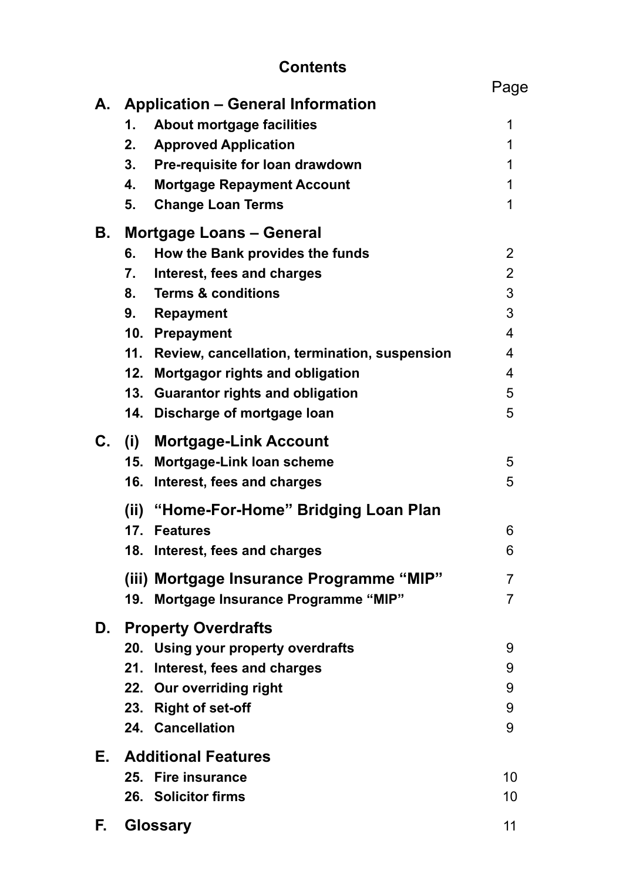# Contents

| | | | Page |
|---|---|---|---|
| **A.** | **Application – General Information** | | |
| | **1.** | **About mortgage facilities** | 1 |
| | **2.** | **Approved Application** | 1 |
| | **3.** | **Pre-requisite for loan drawdown** | 1 |
| | **4.** | **Mortgage Repayment Account** | 1 |
| | **5.** | **Change Loan Terms** | 1 |
| **B.** | **Mortgage Loans – General** | | |
| | **6.** | **How the Bank provides the funds** | 2 |
| | **7.** | **Interest, fees and charges** | 2 |
| | **8.** | **Terms & conditions** | 3 |
| | **9.** | **Repayment** | 3 |
| | **10.** | **Prepayment** | 4 |
| | **11.** | **Review, cancellation, termination, suspension** | 4 |
| | **12.** | **Mortgagor rights and obligation** | 4 |
| | **13.** | **Guarantor rights and obligation** | 5 |
| | **14.** | **Discharge of mortgage loan** | 5 |
| **C.** | **(i)** | **Mortgage-Link Account** | |
| | **15.** | **Mortgage-Link loan scheme** | 5 |
| | **16.** | **Interest, fees and charges** | 5 |
| | **(ii)** | **"Home-For-Home" Bridging Loan Plan** | |
| | **17.** | **Features** | 6 |
| | **18.** | **Interest, fees and charges** | 6 |
| | **(iii)** | **Mortgage Insurance Programme "MIP"** | 7 |
| | **19.** | **Mortgage Insurance Programme "MIP"** | 7 |
| **D.** | **Property Overdrafts** | | |
| | **20.** | **Using your property overdrafts** | 9 |
| | **21.** | **Interest, fees and charges** | 9 |
| | **22.** | **Our overriding right** | 9 |
| | **23.** | **Right of set-off** | 9 |
| | **24.** | **Cancellation** | 9 |
| **E.** | **Additional Features** | | |
| | **25.** | **Fire insurance** | 10 |
| | **26.** | **Solicitor firms** | 10 |
| **F.** | **Glossary** | | 11 |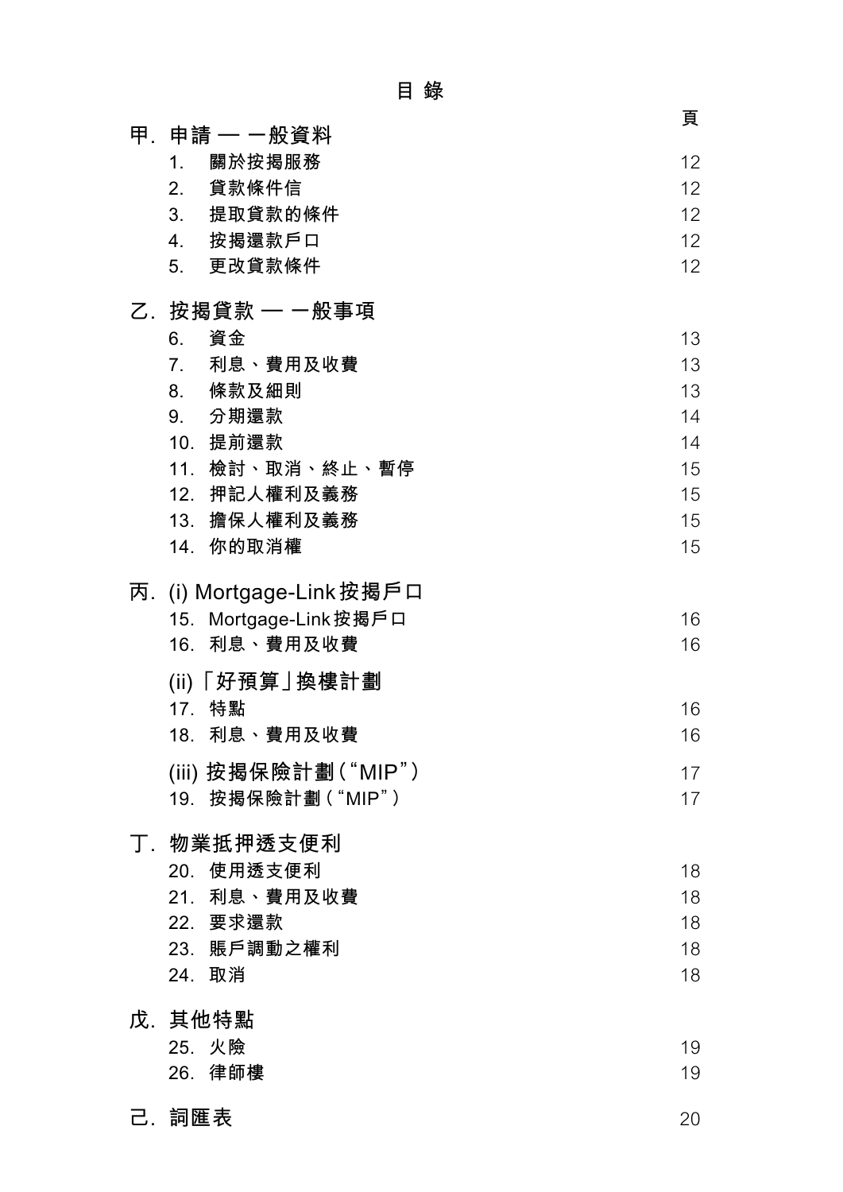# 目 錄

| | 頁 |
|---|---|
| **甲. 申請 — 一般資料** | |
| 1. 關於按揭服務 | 12 |
| 2. 貸款條件信 | 12 |
| 3. 提取貸款的條件 | 12 |
| 4. 按揭還款戶口 | 12 |
| 5. 更改貸款條件 | 12 |
| **乙. 按揭貸款 — 一般事項** | |
| 6. 資金 | 13 |
| 7. 利息、費用及收費 | 13 |
| 8. 條款及細則 | 13 |
| 9. 分期還款 | 14 |
| 10. 提前還款 | 14 |
| 11. 檢討、取消、終止、暫停 | 15 |
| 12. 押記人權利及義務 | 15 |
| 13. 擔保人權利及義務 | 15 |
| 14. 你的取消權 | 15 |
| **丙. (i) Mortgage-Link按揭戶口** | |
| 15. Mortgage-Link按揭戶口 | 16 |
| 16. 利息、費用及收費 | 16 |
| **(ii)「好預算」換樓計劃** | |
| 17. 特點 | 16 |
| 18. 利息、費用及收費 | 16 |
| **(iii) 按揭保險計劃(“MIP”)** | 17 |
| 19. 按揭保險計劃(“MIP”) | 17 |
| **丁. 物業抵押透支便利** | |
| 20. 使用透支便利 | 18 |
| 21. 利息、費用及收費 | 18 |
| 22. 要求還款 | 18 |
| 23. 賬戶調動之權利 | 18 |
| 24. 取消 | 18 |
| **戊. 其他特點** | |
| 25. 火險 | 19 |
| 26. 律師樓 | 19 |
| **己. 詞匯表** | 20 |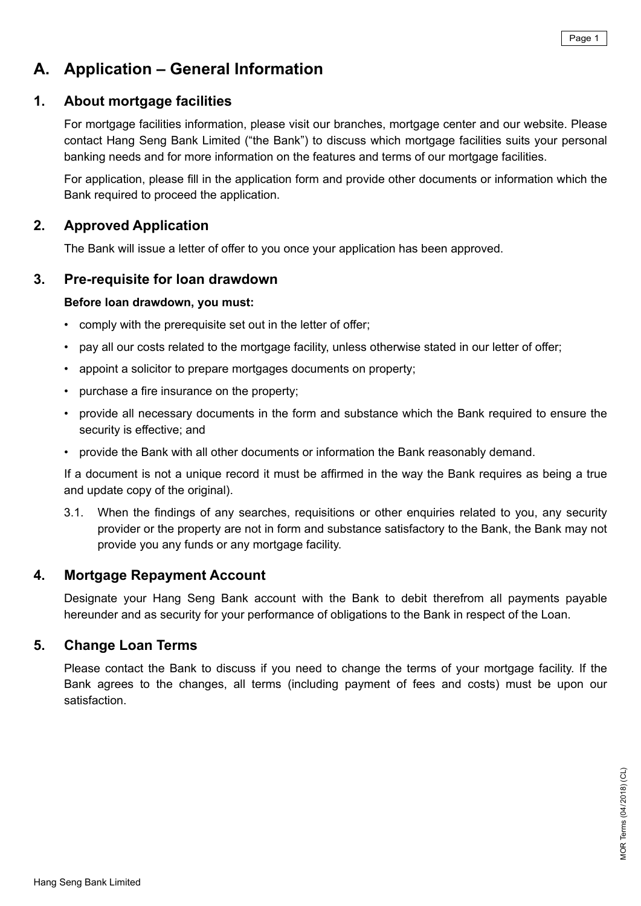# A. Application – General Information

## 1. About mortgage facilities

For mortgage facilities information, please visit our branches, mortgage center and our website. Please contact Hang Seng Bank Limited ("the Bank") to discuss which mortgage facilities suits your personal banking needs and for more information on the features and terms of our mortgage facilities.

For application, please fill in the application form and provide other documents or information which the Bank required to proceed the application.

## 2. Approved Application

The Bank will issue a letter of offer to you once your application has been approved.

## 3. Pre-requisite for loan drawdown

**Before loan drawdown, you must:**

- comply with the prerequisite set out in the letter of offer;
- pay all our costs related to the mortgage facility, unless otherwise stated in our letter of offer;
- appoint a solicitor to prepare mortgages documents on property;
- purchase a fire insurance on the property;
- provide all necessary documents in the form and substance which the Bank required to ensure the security is effective; and
- provide the Bank with all other documents or information the Bank reasonably demand.

If a document is not a unique record it must be affirmed in the way the Bank requires as being a true and update copy of the original).

3.1. When the findings of any searches, requisitions or other enquiries related to you, any security provider or the property are not in form and substance satisfactory to the Bank, the Bank may not provide you any funds or any mortgage facility.

## 4. Mortgage Repayment Account

Designate your Hang Seng Bank account with the Bank to debit therefrom all payments payable hereunder and as security for your performance of obligations to the Bank in respect of the Loan.

## 5. Change Loan Terms

Please contact the Bank to discuss if you need to change the terms of your mortgage facility. If the Bank agrees to the changes, all terms (including payment of fees and costs) must be upon our satisfaction.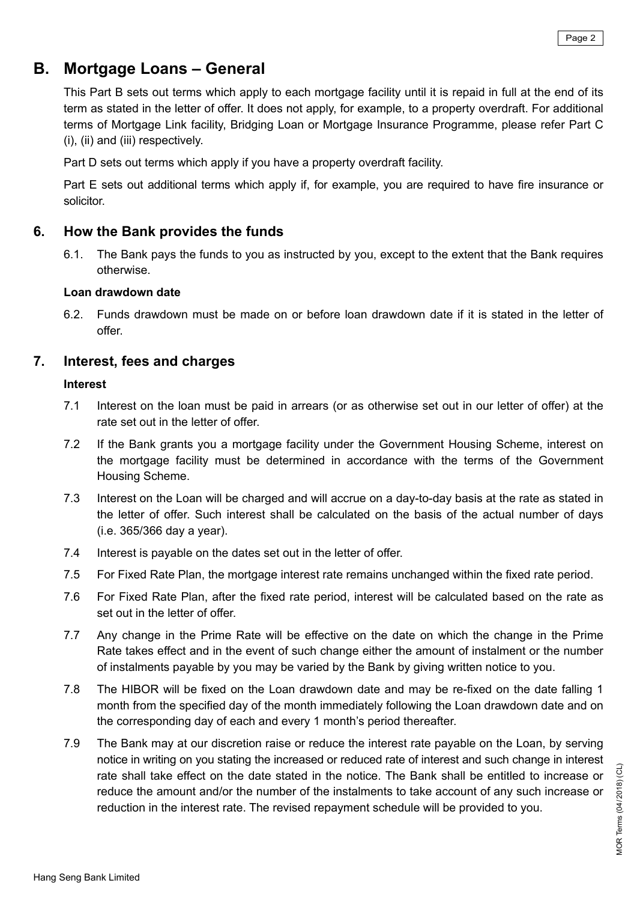# B. Mortgage Loans – General

This Part B sets out terms which apply to each mortgage facility until it is repaid in full at the end of its term as stated in the letter of offer. It does not apply, for example, to a property overdraft. For additional terms of Mortgage Link facility, Bridging Loan or Mortgage Insurance Programme, please refer Part C (i), (ii) and (iii) respectively.

Part D sets out terms which apply if you have a property overdraft facility.

Part E sets out additional terms which apply if, for example, you are required to have fire insurance or solicitor.

## 6. How the Bank provides the funds

6.1. The Bank pays the funds to you as instructed by you, except to the extent that the Bank requires otherwise.

**Loan drawdown date**

6.2. Funds drawdown must be made on or before loan drawdown date if it is stated in the letter of offer.

## 7. Interest, fees and charges

**Interest**

7.1 Interest on the loan must be paid in arrears (or as otherwise set out in our letter of offer) at the rate set out in the letter of offer.

7.2 If the Bank grants you a mortgage facility under the Government Housing Scheme, interest on the mortgage facility must be determined in accordance with the terms of the Government Housing Scheme.

7.3 Interest on the Loan will be charged and will accrue on a day-to-day basis at the rate as stated in the letter of offer. Such interest shall be calculated on the basis of the actual number of days (i.e. 365/366 day a year).

7.4 Interest is payable on the dates set out in the letter of offer.

7.5 For Fixed Rate Plan, the mortgage interest rate remains unchanged within the fixed rate period.

7.6 For Fixed Rate Plan, after the fixed rate period, interest will be calculated based on the rate as set out in the letter of offer.

7.7 Any change in the Prime Rate will be effective on the date on which the change in the Prime Rate takes effect and in the event of such change either the amount of instalment or the number of instalments payable by you may be varied by the Bank by giving written notice to you.

7.8 The HIBOR will be fixed on the Loan drawdown date and may be re-fixed on the date falling 1 month from the specified day of the month immediately following the Loan drawdown date and on the corresponding day of each and every 1 month's period thereafter.

7.9 The Bank may at our discretion raise or reduce the interest rate payable on the Loan, by serving notice in writing on you stating the increased or reduced rate of interest and such change in interest rate shall take effect on the date stated in the notice. The Bank shall be entitled to increase or reduce the amount and/or the number of the instalments to take account of any such increase or reduction in the interest rate. The revised repayment schedule will be provided to you.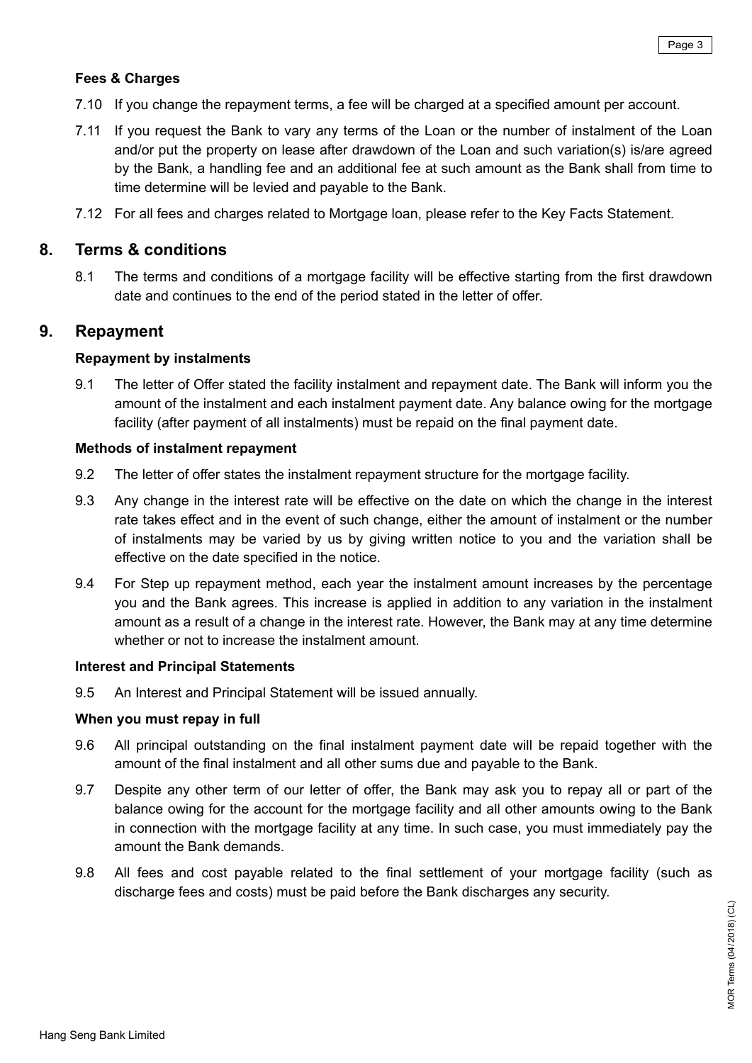**Fees & Charges**

7.10 If you change the repayment terms, a fee will be charged at a specified amount per account.

7.11 If you request the Bank to vary any terms of the Loan or the number of instalment of the Loan and/or put the property on lease after drawdown of the Loan and such variation(s) is/are agreed by the Bank, a handling fee and an additional fee at such amount as the Bank shall from time to time determine will be levied and payable to the Bank.

7.12 For all fees and charges related to Mortgage loan, please refer to the Key Facts Statement.

## 8. Terms & conditions

8.1 The terms and conditions of a mortgage facility will be effective starting from the first drawdown date and continues to the end of the period stated in the letter of offer.

## 9. Repayment

**Repayment by instalments**

9.1 The letter of Offer stated the facility instalment and repayment date. The Bank will inform you the amount of the instalment and each instalment payment date. Any balance owing for the mortgage facility (after payment of all instalments) must be repaid on the final payment date.

**Methods of instalment repayment**

9.2 The letter of offer states the instalment repayment structure for the mortgage facility.

9.3 Any change in the interest rate will be effective on the date on which the change in the interest rate takes effect and in the event of such change, either the amount of instalment or the number of instalments may be varied by us by giving written notice to you and the variation shall be effective on the date specified in the notice.

9.4 For Step up repayment method, each year the instalment amount increases by the percentage you and the Bank agrees. This increase is applied in addition to any variation in the instalment amount as a result of a change in the interest rate. However, the Bank may at any time determine whether or not to increase the instalment amount.

**Interest and Principal Statements**

9.5 An Interest and Principal Statement will be issued annually.

**When you must repay in full**

9.6 All principal outstanding on the final instalment payment date will be repaid together with the amount of the final instalment and all other sums due and payable to the Bank.

9.7 Despite any other term of our letter of offer, the Bank may ask you to repay all or part of the balance owing for the account for the mortgage facility and all other amounts owing to the Bank in connection with the mortgage facility at any time. In such case, you must immediately pay the amount the Bank demands.

9.8 All fees and cost payable related to the final settlement of your mortgage facility (such as discharge fees and costs) must be paid before the Bank discharges any security.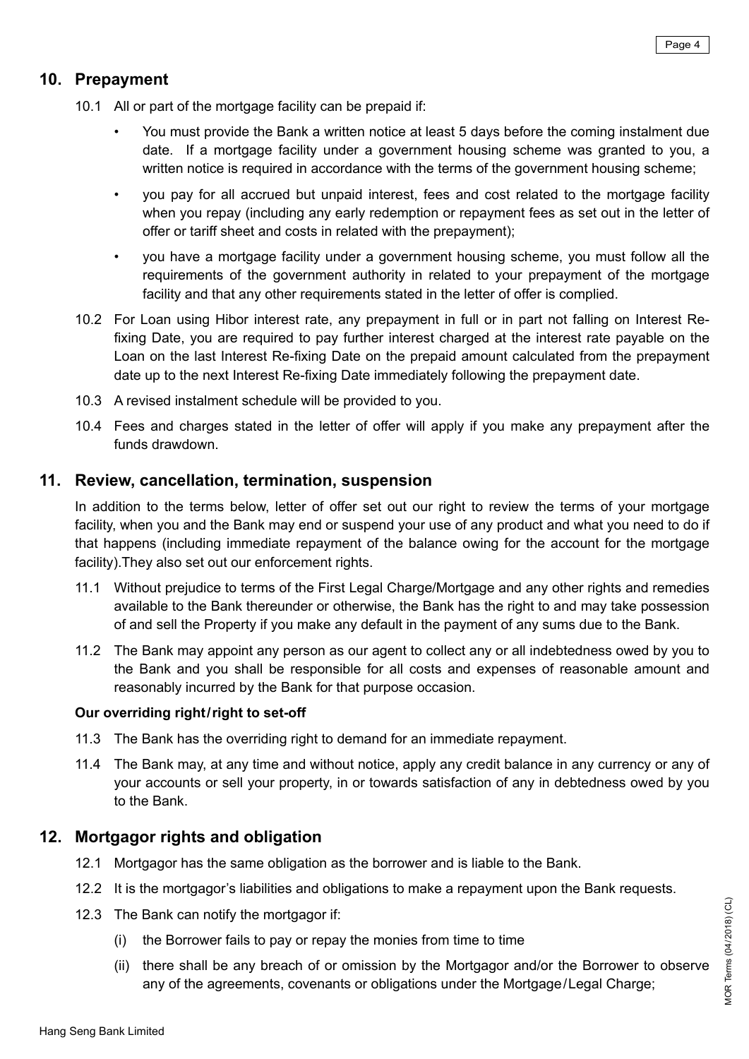## 10. Prepayment

10.1 All or part of the mortgage facility can be prepaid if:

- You must provide the Bank a written notice at least 5 days before the coming instalment due date. If a mortgage facility under a government housing scheme was granted to you, a written notice is required in accordance with the terms of the government housing scheme;
- you pay for all accrued but unpaid interest, fees and cost related to the mortgage facility when you repay (including any early redemption or repayment fees as set out in the letter of offer or tariff sheet and costs in related with the prepayment);
- you have a mortgage facility under a government housing scheme, you must follow all the requirements of the government authority in related to your prepayment of the mortgage facility and that any other requirements stated in the letter of offer is complied.

10.2 For Loan using Hibor interest rate, any prepayment in full or in part not falling on Interest Re-fixing Date, you are required to pay further interest charged at the interest rate payable on the Loan on the last Interest Re-fixing Date on the prepaid amount calculated from the prepayment date up to the next Interest Re-fixing Date immediately following the prepayment date.

10.3 A revised instalment schedule will be provided to you.

10.4 Fees and charges stated in the letter of offer will apply if you make any prepayment after the funds drawdown.

## 11. Review, cancellation, termination, suspension

In addition to the terms below, letter of offer set out our right to review the terms of your mortgage facility, when you and the Bank may end or suspend your use of any product and what you need to do if that happens (including immediate repayment of the balance owing for the account for the mortgage facility).They also set out our enforcement rights.

11.1 Without prejudice to terms of the First Legal Charge/Mortgage and any other rights and remedies available to the Bank thereunder or otherwise, the Bank has the right to and may take possession of and sell the Property if you make any default in the payment of any sums due to the Bank.

11.2 The Bank may appoint any person as our agent to collect any or all indebtedness owed by you to the Bank and you shall be responsible for all costs and expenses of reasonable amount and reasonably incurred by the Bank for that purpose occasion.

**Our overriding right/right to set-off**

11.3 The Bank has the overriding right to demand for an immediate repayment.

11.4 The Bank may, at any time and without notice, apply any credit balance in any currency or any of your accounts or sell your property, in or towards satisfaction of any in debtedness owed by you to the Bank.

## 12. Mortgagor rights and obligation

12.1 Mortgagor has the same obligation as the borrower and is liable to the Bank.

12.2 It is the mortgagor's liabilities and obligations to make a repayment upon the Bank requests.

12.3 The Bank can notify the mortgagor if:

(i) the Borrower fails to pay or repay the monies from time to time

(ii) there shall be any breach of or omission by the Mortgagor and/or the Borrower to observe any of the agreements, covenants or obligations under the Mortgage/Legal Charge;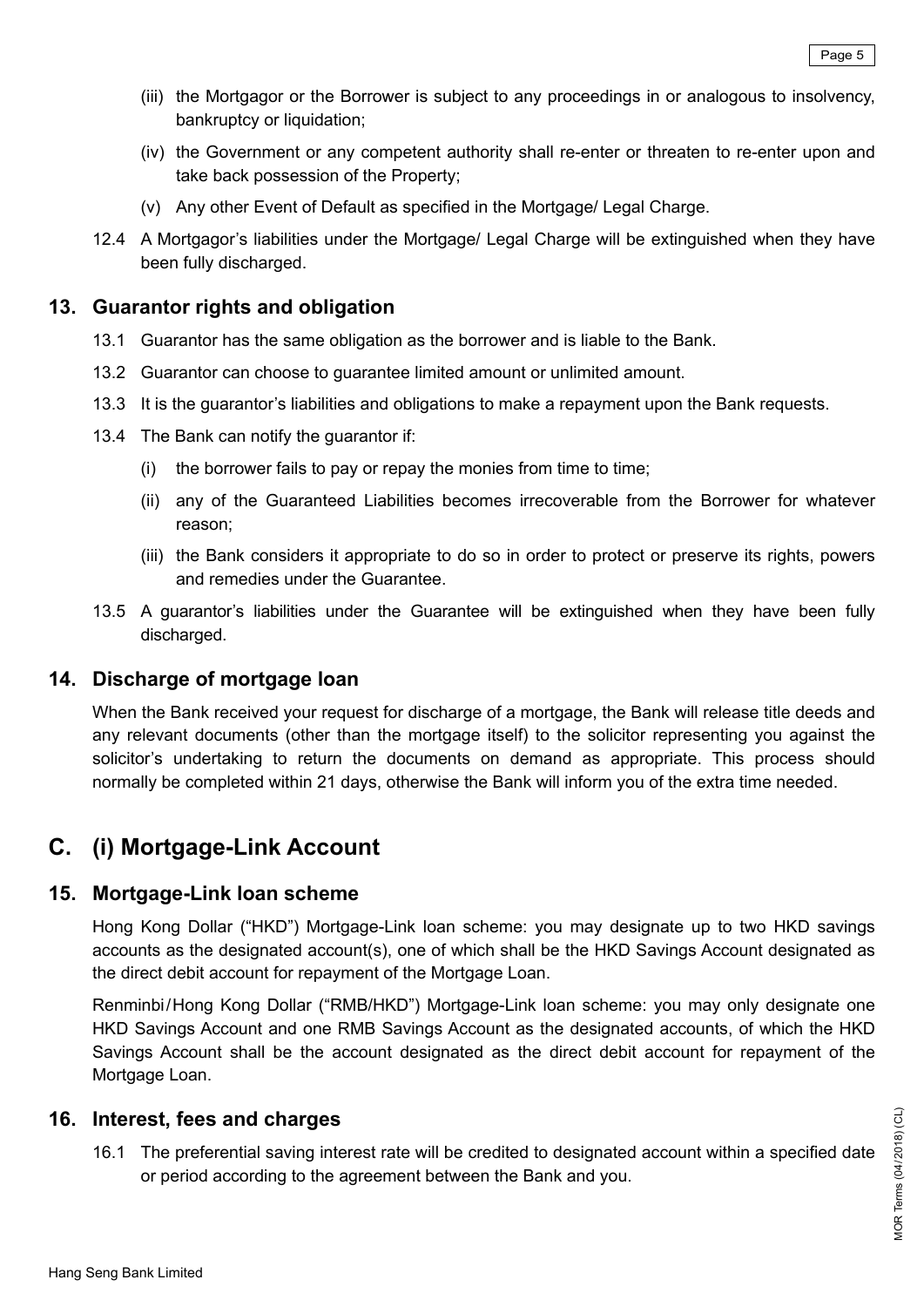(iii) the Mortgagor or the Borrower is subject to any proceedings in or analogous to insolvency, bankruptcy or liquidation;

(iv) the Government or any competent authority shall re-enter or threaten to re-enter upon and take back possession of the Property;

(v) Any other Event of Default as specified in the Mortgage/ Legal Charge.

12.4 A Mortgagor's liabilities under the Mortgage/ Legal Charge will be extinguished when they have been fully discharged.

## 13. Guarantor rights and obligation

13.1 Guarantor has the same obligation as the borrower and is liable to the Bank.

13.2 Guarantor can choose to guarantee limited amount or unlimited amount.

13.3 It is the guarantor's liabilities and obligations to make a repayment upon the Bank requests.

13.4 The Bank can notify the guarantor if:

(i) the borrower fails to pay or repay the monies from time to time;

(ii) any of the Guaranteed Liabilities becomes irrecoverable from the Borrower for whatever reason;

(iii) the Bank considers it appropriate to do so in order to protect or preserve its rights, powers and remedies under the Guarantee.

13.5 A guarantor's liabilities under the Guarantee will be extinguished when they have been fully discharged.

## 14. Discharge of mortgage loan

When the Bank received your request for discharge of a mortgage, the Bank will release title deeds and any relevant documents (other than the mortgage itself) to the solicitor representing you against the solicitor's undertaking to return the documents on demand as appropriate. This process should normally be completed within 21 days, otherwise the Bank will inform you of the extra time needed.

# C. (i) Mortgage-Link Account

## 15. Mortgage-Link loan scheme

Hong Kong Dollar ("HKD") Mortgage-Link loan scheme: you may designate up to two HKD savings accounts as the designated account(s), one of which shall be the HKD Savings Account designated as the direct debit account for repayment of the Mortgage Loan.

Renminbi/Hong Kong Dollar ("RMB/HKD") Mortgage-Link loan scheme: you may only designate one HKD Savings Account and one RMB Savings Account as the designated accounts, of which the HKD Savings Account shall be the account designated as the direct debit account for repayment of the Mortgage Loan.

## 16. Interest, fees and charges

16.1 The preferential saving interest rate will be credited to designated account within a specified date or period according to the agreement between the Bank and you.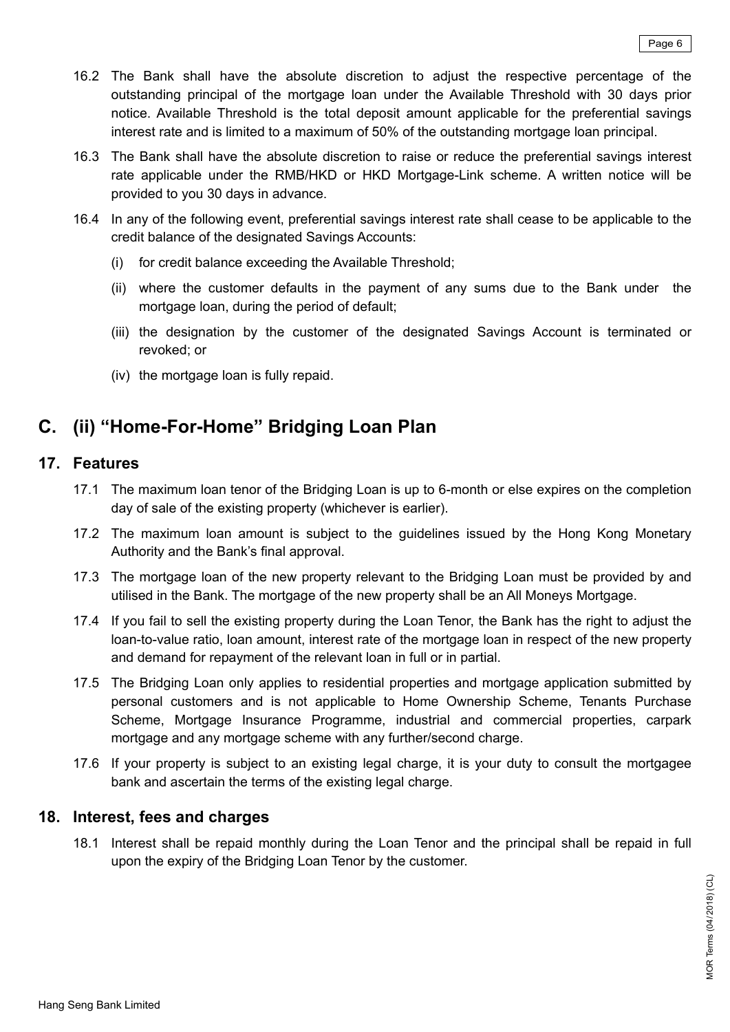16.2 The Bank shall have the absolute discretion to adjust the respective percentage of the outstanding principal of the mortgage loan under the Available Threshold with 30 days prior notice. Available Threshold is the total deposit amount applicable for the preferential savings interest rate and is limited to a maximum of 50% of the outstanding mortgage loan principal.

16.3 The Bank shall have the absolute discretion to raise or reduce the preferential savings interest rate applicable under the RMB/HKD or HKD Mortgage-Link scheme. A written notice will be provided to you 30 days in advance.

16.4 In any of the following event, preferential savings interest rate shall cease to be applicable to the credit balance of the designated Savings Accounts:

(i) for credit balance exceeding the Available Threshold;

(ii) where the customer defaults in the payment of any sums due to the Bank under the mortgage loan, during the period of default;

(iii) the designation by the customer of the designated Savings Account is terminated or revoked; or

(iv) the mortgage loan is fully repaid.

## C. (ii) "Home-For-Home" Bridging Loan Plan

### 17. Features

17.1 The maximum loan tenor of the Bridging Loan is up to 6-month or else expires on the completion day of sale of the existing property (whichever is earlier).

17.2 The maximum loan amount is subject to the guidelines issued by the Hong Kong Monetary Authority and the Bank's final approval.

17.3 The mortgage loan of the new property relevant to the Bridging Loan must be provided by and utilised in the Bank. The mortgage of the new property shall be an All Moneys Mortgage.

17.4 If you fail to sell the existing property during the Loan Tenor, the Bank has the right to adjust the loan-to-value ratio, loan amount, interest rate of the mortgage loan in respect of the new property and demand for repayment of the relevant loan in full or in partial.

17.5 The Bridging Loan only applies to residential properties and mortgage application submitted by personal customers and is not applicable to Home Ownership Scheme, Tenants Purchase Scheme, Mortgage Insurance Programme, industrial and commercial properties, carpark mortgage and any mortgage scheme with any further/second charge.

17.6 If your property is subject to an existing legal charge, it is your duty to consult the mortgagee bank and ascertain the terms of the existing legal charge.

### 18. Interest, fees and charges

18.1 Interest shall be repaid monthly during the Loan Tenor and the principal shall be repaid in full upon the expiry of the Bridging Loan Tenor by the customer.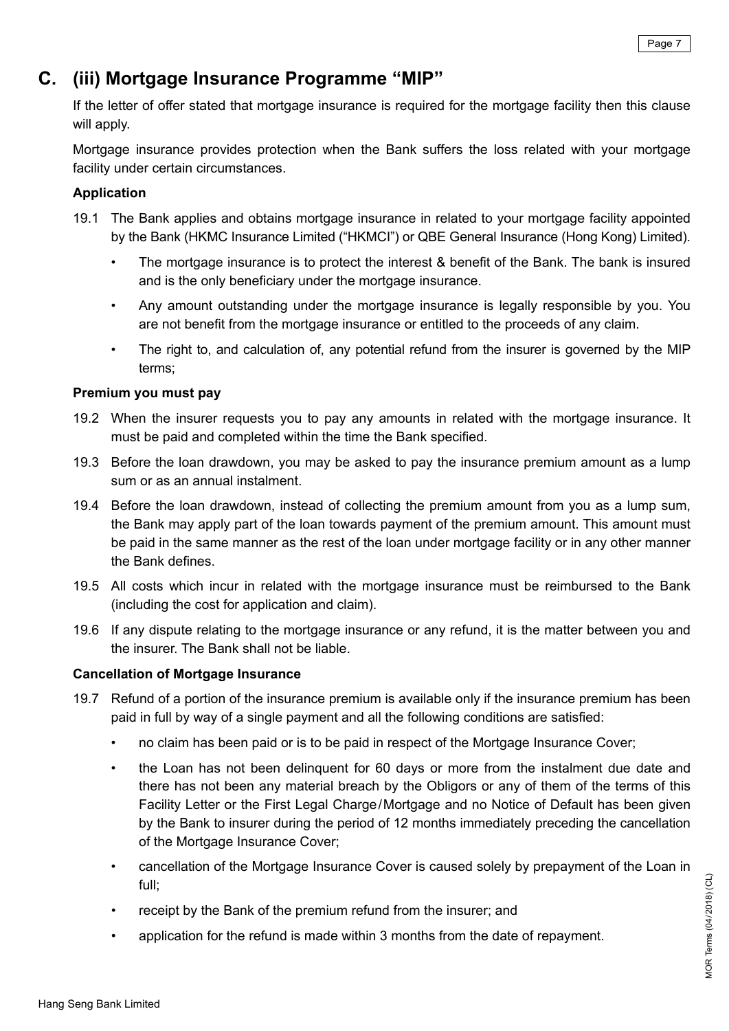## C. (iii) Mortgage Insurance Programme "MIP"

If the letter of offer stated that mortgage insurance is required for the mortgage facility then this clause will apply.

Mortgage insurance provides protection when the Bank suffers the loss related with your mortgage facility under certain circumstances.

**Application**

19.1 The Bank applies and obtains mortgage insurance in related to your mortgage facility appointed by the Bank (HKMC Insurance Limited ("HKMCI") or QBE General Insurance (Hong Kong) Limited).

- The mortgage insurance is to protect the interest & benefit of the Bank. The bank is insured and is the only beneficiary under the mortgage insurance.
- Any amount outstanding under the mortgage insurance is legally responsible by you. You are not benefit from the mortgage insurance or entitled to the proceeds of any claim.
- The right to, and calculation of, any potential refund from the insurer is governed by the MIP terms;

**Premium you must pay**

19.2 When the insurer requests you to pay any amounts in related with the mortgage insurance. It must be paid and completed within the time the Bank specified.

19.3 Before the loan drawdown, you may be asked to pay the insurance premium amount as a lump sum or as an annual instalment.

19.4 Before the loan drawdown, instead of collecting the premium amount from you as a lump sum, the Bank may apply part of the loan towards payment of the premium amount. This amount must be paid in the same manner as the rest of the loan under mortgage facility or in any other manner the Bank defines.

19.5 All costs which incur in related with the mortgage insurance must be reimbursed to the Bank (including the cost for application and claim).

19.6 If any dispute relating to the mortgage insurance or any refund, it is the matter between you and the insurer. The Bank shall not be liable.

**Cancellation of Mortgage Insurance**

19.7 Refund of a portion of the insurance premium is available only if the insurance premium has been paid in full by way of a single payment and all the following conditions are satisfied:

- no claim has been paid or is to be paid in respect of the Mortgage Insurance Cover;
- the Loan has not been delinquent for 60 days or more from the instalment due date and there has not been any material breach by the Obligors or any of them of the terms of this Facility Letter or the First Legal Charge/Mortgage and no Notice of Default has been given by the Bank to insurer during the period of 12 months immediately preceding the cancellation of the Mortgage Insurance Cover;
- cancellation of the Mortgage Insurance Cover is caused solely by prepayment of the Loan in full;
- receipt by the Bank of the premium refund from the insurer; and
- application for the refund is made within 3 months from the date of repayment.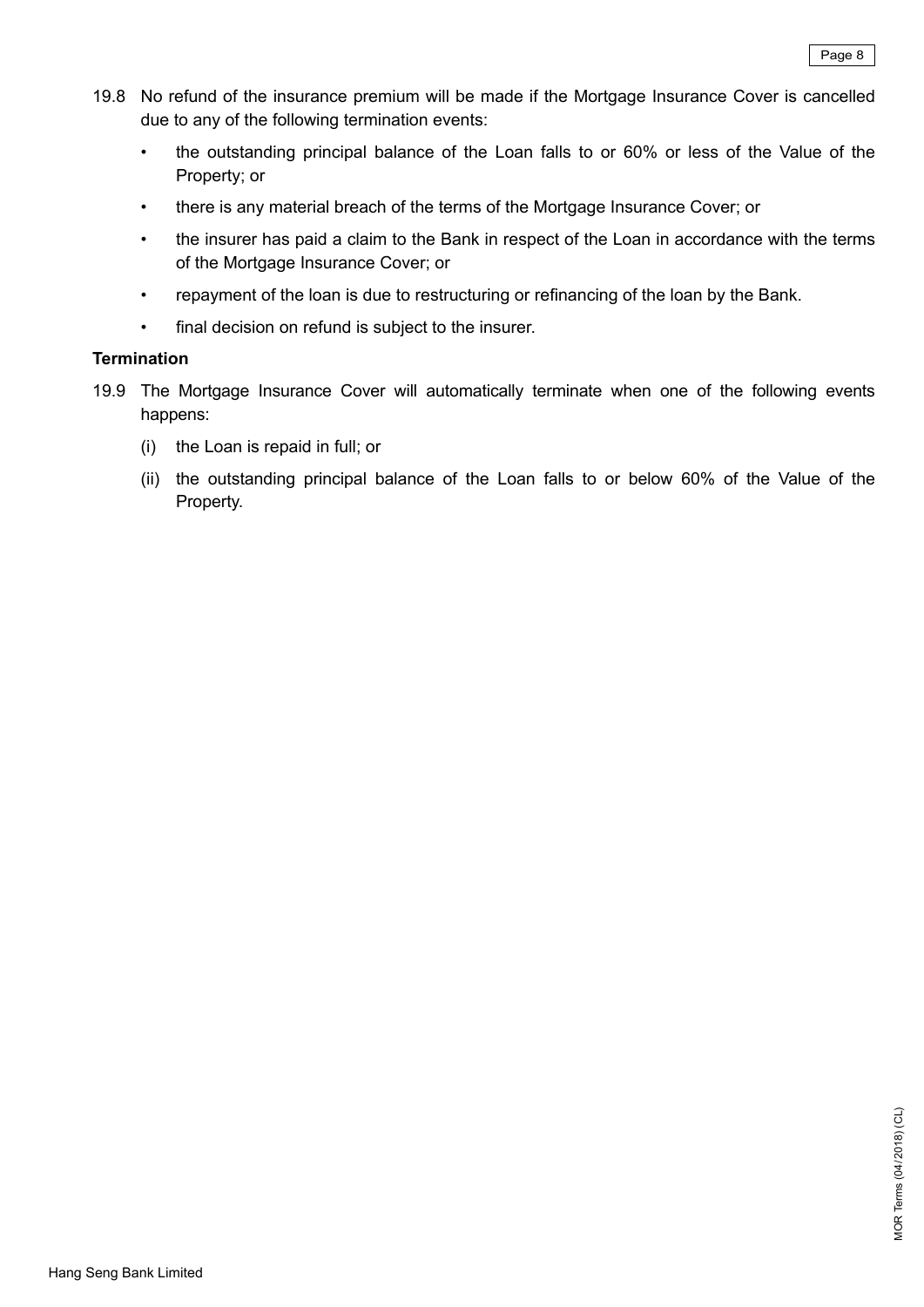19.8 No refund of the insurance premium will be made if the Mortgage Insurance Cover is cancelled due to any of the following termination events:

- the outstanding principal balance of the Loan falls to or 60% or less of the Value of the Property; or
- there is any material breach of the terms of the Mortgage Insurance Cover; or
- the insurer has paid a claim to the Bank in respect of the Loan in accordance with the terms of the Mortgage Insurance Cover; or
- repayment of the loan is due to restructuring or refinancing of the loan by the Bank.
- final decision on refund is subject to the insurer.

**Termination**

19.9 The Mortgage Insurance Cover will automatically terminate when one of the following events happens:

(i) the Loan is repaid in full; or

(ii) the outstanding principal balance of the Loan falls to or below 60% of the Value of the Property.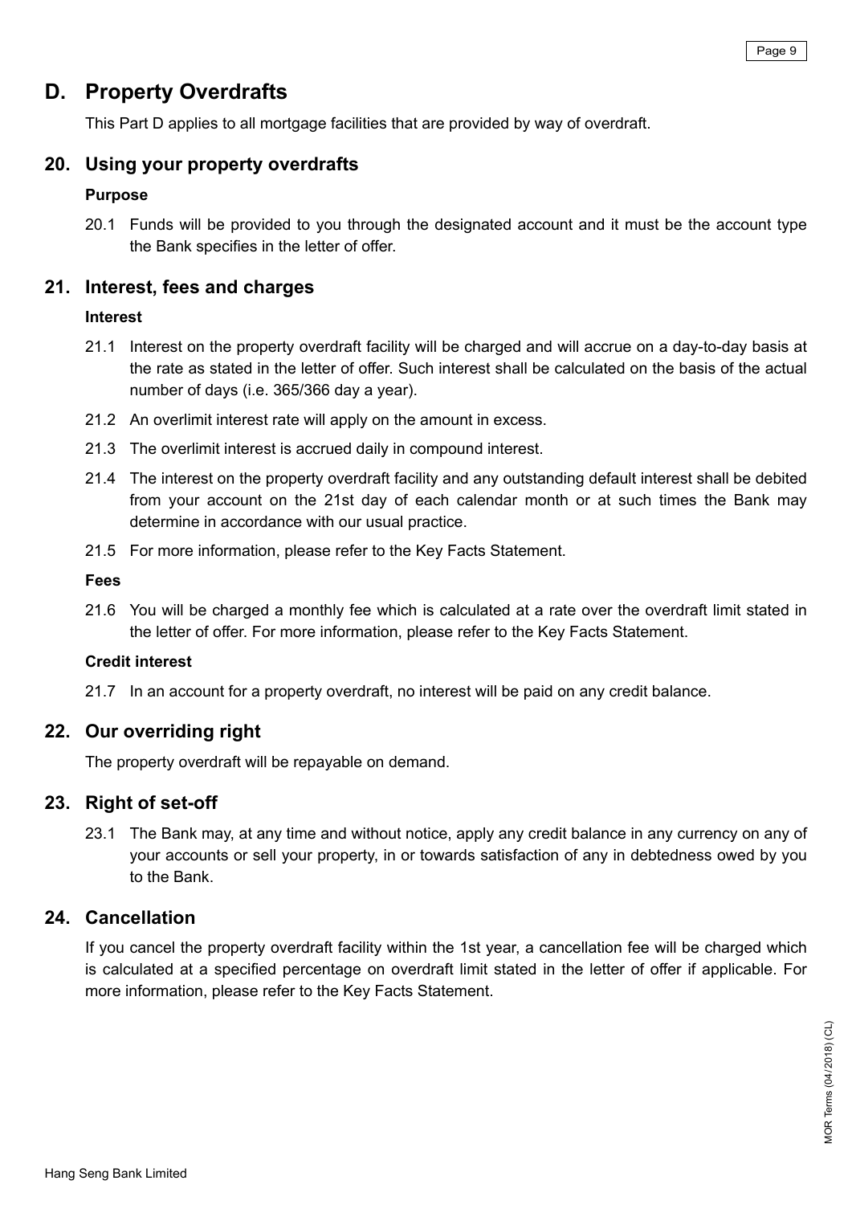# D. Property Overdrafts

This Part D applies to all mortgage facilities that are provided by way of overdraft.

## 20. Using your property overdrafts

**Purpose**

20.1 Funds will be provided to you through the designated account and it must be the account type the Bank specifies in the letter of offer.

## 21. Interest, fees and charges

**Interest**

21.1 Interest on the property overdraft facility will be charged and will accrue on a day-to-day basis at the rate as stated in the letter of offer. Such interest shall be calculated on the basis of the actual number of days (i.e. 365/366 day a year).

21.2 An overlimit interest rate will apply on the amount in excess.

21.3 The overlimit interest is accrued daily in compound interest.

21.4 The interest on the property overdraft facility and any outstanding default interest shall be debited from your account on the 21st day of each calendar month or at such times the Bank may determine in accordance with our usual practice.

21.5 For more information, please refer to the Key Facts Statement.

**Fees**

21.6 You will be charged a monthly fee which is calculated at a rate over the overdraft limit stated in the letter of offer. For more information, please refer to the Key Facts Statement.

**Credit interest**

21.7 In an account for a property overdraft, no interest will be paid on any credit balance.

## 22. Our overriding right

The property overdraft will be repayable on demand.

## 23. Right of set-off

23.1 The Bank may, at any time and without notice, apply any credit balance in any currency on any of your accounts or sell your property, in or towards satisfaction of any in debtedness owed by you to the Bank.

## 24. Cancellation

If you cancel the property overdraft facility within the 1st year, a cancellation fee will be charged which is calculated at a specified percentage on overdraft limit stated in the letter of offer if applicable. For more information, please refer to the Key Facts Statement.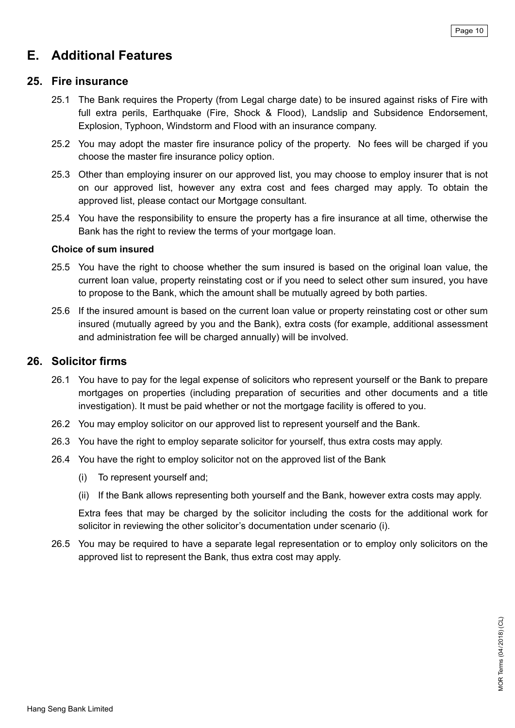# E. Additional Features

## 25. Fire insurance

25.1 The Bank requires the Property (from Legal charge date) to be insured against risks of Fire with full extra perils, Earthquake (Fire, Shock & Flood), Landslip and Subsidence Endorsement, Explosion, Typhoon, Windstorm and Flood with an insurance company.

25.2 You may adopt the master fire insurance policy of the property. No fees will be charged if you choose the master fire insurance policy option.

25.3 Other than employing insurer on our approved list, you may choose to employ insurer that is not on our approved list, however any extra cost and fees charged may apply. To obtain the approved list, please contact our Mortgage consultant.

25.4 You have the responsibility to ensure the property has a fire insurance at all time, otherwise the Bank has the right to review the terms of your mortgage loan.

**Choice of sum insured**

25.5 You have the right to choose whether the sum insured is based on the original loan value, the current loan value, property reinstating cost or if you need to select other sum insured, you have to propose to the Bank, which the amount shall be mutually agreed by both parties.

25.6 If the insured amount is based on the current loan value or property reinstating cost or other sum insured (mutually agreed by you and the Bank), extra costs (for example, additional assessment and administration fee will be charged annually) will be involved.

## 26. Solicitor firms

26.1 You have to pay for the legal expense of solicitors who represent yourself or the Bank to prepare mortgages on properties (including preparation of securities and other documents and a title investigation). It must be paid whether or not the mortgage facility is offered to you.

26.2 You may employ solicitor on our approved list to represent yourself and the Bank.

26.3 You have the right to employ separate solicitor for yourself, thus extra costs may apply.

26.4 You have the right to employ solicitor not on the approved list of the Bank

(i) To represent yourself and;

(ii) If the Bank allows representing both yourself and the Bank, however extra costs may apply.

Extra fees that may be charged by the solicitor including the costs for the additional work for solicitor in reviewing the other solicitor's documentation under scenario (i).

26.5 You may be required to have a separate legal representation or to employ only solicitors on the approved list to represent the Bank, thus extra cost may apply.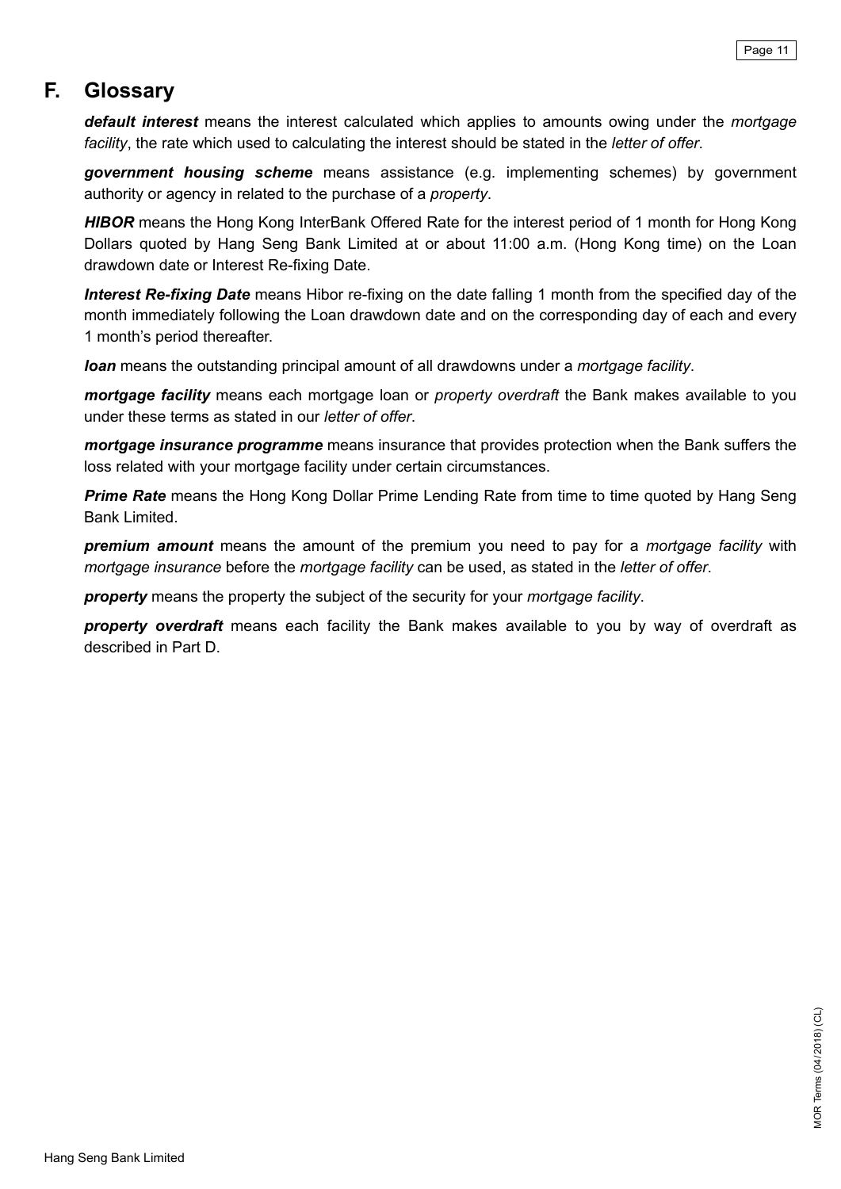## F. Glossary

***default interest*** means the interest calculated which applies to amounts owing under the *mortgage facility*, the rate which used to calculating the interest should be stated in the *letter of offer*.

***government housing scheme*** means assistance (e.g. implementing schemes) by government authority or agency in related to the purchase of a *property*.

***HIBOR*** means the Hong Kong InterBank Offered Rate for the interest period of 1 month for Hong Kong Dollars quoted by Hang Seng Bank Limited at or about 11:00 a.m. (Hong Kong time) on the Loan drawdown date or Interest Re-fixing Date.

***Interest Re-fixing Date*** means Hibor re-fixing on the date falling 1 month from the specified day of the month immediately following the Loan drawdown date and on the corresponding day of each and every 1 month's period thereafter.

***loan*** means the outstanding principal amount of all drawdowns under a *mortgage facility*.

***mortgage facility*** means each mortgage loan or *property overdraft* the Bank makes available to you under these terms as stated in our *letter of offer*.

***mortgage insurance programme*** means insurance that provides protection when the Bank suffers the loss related with your mortgage facility under certain circumstances.

***Prime Rate*** means the Hong Kong Dollar Prime Lending Rate from time to time quoted by Hang Seng Bank Limited.

***premium amount*** means the amount of the premium you need to pay for a *mortgage facility* with *mortgage insurance* before the *mortgage facility* can be used, as stated in the *letter of offer*.

***property*** means the property the subject of the security for your *mortgage facility*.

***property overdraft*** means each facility the Bank makes available to you by way of overdraft as described in Part D.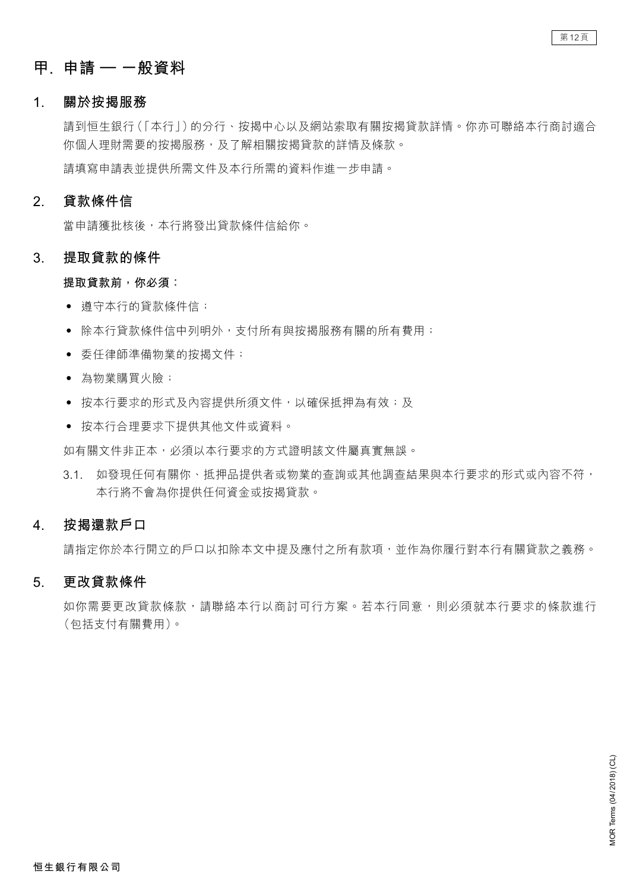# 甲. 申請 — 一般資料

## 1. 關於按揭服務

請到恒生銀行(「本行」)的分行、按揭中心以及網站索取有關按揭貸款詳情。你亦可聯絡本行商討適合你個人理財需要的按揭服務，及了解相關按揭貸款的詳情及條款。

請填寫申請表並提供所需文件及本行所需的資料作進一步申請。

## 2. 貸款條件信

當申請獲批核後，本行將發出貸款條件信給你。

## 3. 提取貸款的條件

**提取貸款前，你必須：**

- 遵守本行的貸款條件信；
- 除本行貸款條件信中列明外，支付所有與按揭服務有關的所有費用；
- 委任律師準備物業的按揭文件；
- 為物業購買火險；
- 按本行要求的形式及內容提供所須文件，以確保抵押為有效；及
- 按本行合理要求下提供其他文件或資料。

如有關文件非正本，必須以本行要求的方式證明該文件屬真實無誤。

3.1. 如發現任何有關你、抵押品提供者或物業的查詢或其他調查結果與本行要求的形式或內容不符，本行將不會為你提供任何資金或按揭貸款。

## 4. 按揭還款戶口

請指定你於本行開立的戶口以扣除本文中提及應付之所有款項，並作為你履行對本行有關貸款之義務。

## 5. 更改貸款條件

如你需要更改貸款條款，請聯絡本行以商討可行方案。若本行同意，則必須就本行要求的條款進行(包括支付有關費用)。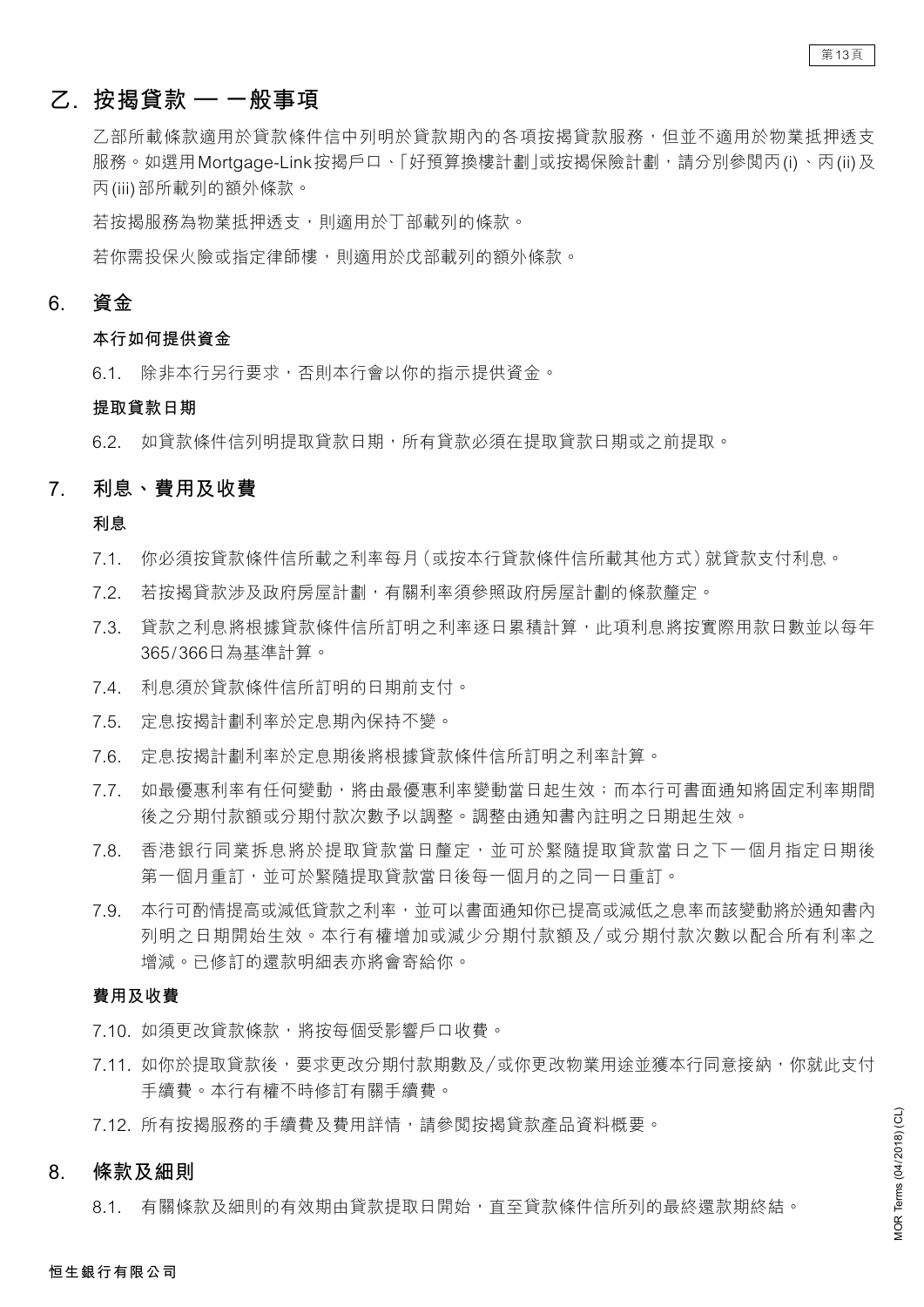# 乙. 按揭貸款 — 一般事項

乙部所載條款適用於貸款條件信中列明於貸款期內的各項按揭貸款服務，但並不適用於物業抵押透支服務。如選用Mortgage-Link按揭戶口、「好預算換樓計劃」或按揭保險計劃，請分別參閱丙(i)、丙(ii)及丙(iii)部所載列的額外條款。

若按揭服務為物業抵押透支，則適用於丁部載列的條款。

若你需投保火險或指定律師樓，則適用於戊部載列的額外條款。

## 6. 資金

**本行如何提供資金**

6.1. 除非本行另行要求，否則本行會以你的指示提供資金。

**提取貸款日期**

6.2. 如貸款條件信列明提取貸款日期，所有貸款必須在提取貸款日期或之前提取。

## 7. 利息、費用及收費

**利息**

7.1. 你必須按貸款條件信所載之利率每月（或按本行貸款條件信所載其他方式）就貸款支付利息。

7.2. 若按揭貸款涉及政府房屋計劃，有關利率須參照政府房屋計劃的條款釐定。

7.3. 貸款之利息將根據貸款條件信所訂明之利率逐日累積計算，此項利息將按實際用款日數並以每年365/366日為基準計算。

7.4. 利息須於貸款條件信所訂明的日期前支付。

7.5. 定息按揭計劃利率於定息期內保持不變。

7.6. 定息按揭計劃利率於定息期後將根據貸款條件信所訂明之利率計算。

7.7. 如最優惠利率有任何變動，將由最優惠利率變動當日起生效；而本行可書面通知將固定利率期間後之分期付款額或分期付款次數予以調整。調整由通知書內註明之日期起生效。

7.8. 香港銀行同業拆息將於提取貸款當日釐定，並可於緊隨提取貸款當日之下一個月指定日期後第一個月重訂，並可於緊隨提取貸款當日後每一個月的之同一日重訂。

7.9. 本行可酌情提高或減低貸款之利率，並可以書面通知你已提高或減低之息率而該變動將於通知書內列明之日期開始生效。本行有權增加或減少分期付款額及／或分期付款次數以配合所有利率之增減。已修訂的還款明細表亦將會寄給你。

**費用及收費**

7.10. 如須更改貸款條款，將按每個受影響戶口收費。

7.11. 如你於提取貸款後，要求更改分期付款期數及／或你更改物業用途並獲本行同意接納，你就此支付手續費。本行有權不時修訂有關手續費。

7.12. 所有按揭服務的手續費及費用詳情，請參閱按揭貸款產品資料概要。

## 8. 條款及細則

8.1. 有關條款及細則的有效期由貸款提取日開始，直至貸款條件信所列的最終還款期終結。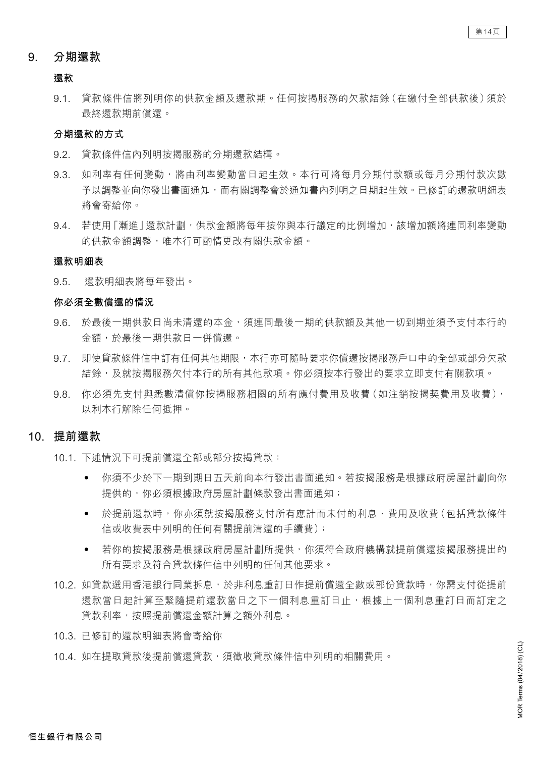## 9. 分期還款

### 還款

9.1. 貸款條件信將列明你的供款金額及還款期。任何按揭服務的欠款結餘（在繳付全部供款後）須於最終還款期前償還。

### 分期還款的方式

9.2. 貸款條件信內列明按揭服務的分期還款結構。

9.3. 如利率有任何變動，將由利率變動當日起生效。本行可將每月分期付款額或每月分期付款次數予以調整並向你發出書面通知，而有關調整會於通知書內列明之日期起生效。已修訂的還款明細表將會寄給你。

9.4. 若使用「漸進」還款計劃，供款金額將每年按你與本行議定的比例增加，該增加額將連同利率變動的供款金額調整，唯本行可酌情更改有關供款金額。

### 還款明細表

9.5. 還款明細表將每年發出。

### 你必須全數償還的情況

9.6. 於最後一期供款日尚未清還的本金，須連同最後一期的供款額及其他一切到期並須予支付本行的金額，於最後一期供款日一併償還。

9.7. 即使貸款條件信中訂有任何其他期限，本行亦可隨時要求你償還按揭服務戶口中的全部或部分欠款結餘，及就按揭服務欠付本行的所有其他款項。你必須按本行發出的要求立即支付有關款項。

9.8. 你必須先支付與悉數清償你按揭服務相關的所有應付費用及收費（如注銷按揭契費用及收費），以利本行解除任何抵押。

## 10. 提前還款

10.1. 下述情況下可提前償還全部或部分按揭貸款：

- 你須不少於下一期到期日五天前向本行發出書面通知。若按揭服務是根據政府房屋計劃向你提供的，你必須根據政府房屋計劃條款發出書面通知；
- 於提前還款時，你亦須就按揭服務支付所有應計而未付的利息、費用及收費（包括貸款條件信或收費表中列明的任何有關提前清還的手續費）；
- 若你的按揭服務是根據政府房屋計劃所提供，你須符合政府機構就提前償還按揭服務提出的所有要求及符合貸款條件信中列明的任何其他要求。

10.2. 如貸款選用香港銀行同業拆息，於非利息重訂日作提前償還全數或部份貸款時，你需支付從提前還款當日起計算至緊隨提前還款當日之下一個利息重訂日止，根據上一個利息重訂日而訂定之貸款利率，按照提前償還金額計算之額外利息。

10.3. 已修訂的還款明細表將會寄給你

10.4. 如在提取貸款後提前償還貸款，須徵收貸款條件信中列明的相關費用。

恒生銀行有限公司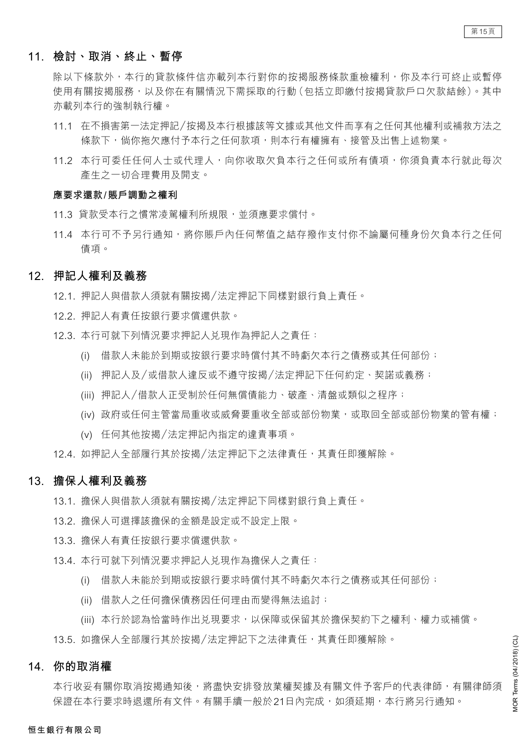## 11. 檢討、取消、終止、暫停

除以下條款外，本行的貸款條件信亦載列本行對你的按揭服務條款重檢權利，你及本行可終止或暫停使用有關按揭服務，以及你在有關情況下需採取的行動（包括立即繳付按揭貸款戶口欠款結餘）。其中亦載列本行的強制執行權。

11.1 在不損害第一法定押記/按揭及本行根據該等文據或其他文件而享有之任何其他權利或補救方法之條款下，倘你拖欠應付予本行之任何款項，則本行有權擁有、接管及出售上述物業。

11.2 本行可委任任何人士或代理人，向你收取欠負本行之任何或所有債項，你須負責本行就此每次產生之一切合理費用及開支。

**應要求還款/賬戶調動之權利**

11.3 貸款受本行之慣常凌駕權利所規限，並須應要求償付。

11.4 本行可不予另行通知，將你賬戶內任何幣值之結存撥作支付你不論屬何種身份欠負本行之任何債項。

## 12. 押記人權利及義務

12.1. 押記人與借款人須就有關按揭/法定押記下同樣對銀行負上責任。

12.2. 押記人有責任按銀行要求償還供款。

12.3. 本行可就下列情況要求押記人兌現作為押記人之責任：

(i) 借款人未能於到期或按銀行要求時償付其不時虧欠本行之債務或其任何部份；

(ii) 押記人及/或借款人違反或不遵守按揭/法定押記下任何約定、契諾或義務；

(iii) 押記人/借款人正受制於任何無償債能力、破產、清盤或類似之程序；

(iv) 政府或任何主管當局重收或威脅要重收全部或部份物業，或取回全部或部份物業的管有權；

(v) 任何其他按揭/法定押記內指定的違責事項。

12.4. 如押記人全部履行其於按揭/法定押記下之法律責任，其責任即獲解除。

## 13. 擔保人權利及義務

13.1. 擔保人與借款人須就有關按揭/法定押記下同樣對銀行負上責任。

13.2. 擔保人可選擇該擔保的金額是設定或不設定上限。

13.3. 擔保人有責任按銀行要求償還供款。

13.4. 本行可就下列情況要求押記人兌現作為擔保人之責任：

(i) 借款人未能於到期或按銀行要求時償付其不時虧欠本行之債務或其任何部份；

(ii) 借款人之任何擔保債務因任何理由而變得無法追討；

(iii) 本行於認為恰當時作出兌現要求，以保障或保留其於擔保契約下之權利、權力或補償。

13.5. 如擔保人全部履行其於按揭/法定押記下之法律責任，其責任即獲解除。

## 14. 你的取消權

本行收妥有關你取消按揭通知後，將盡快安排發放業權契據及有關文件予客戶的代表律師，有關律師須保證在本行要求時退還所有文件。有關手續一般於21日內完成，如須延期，本行將另行通知。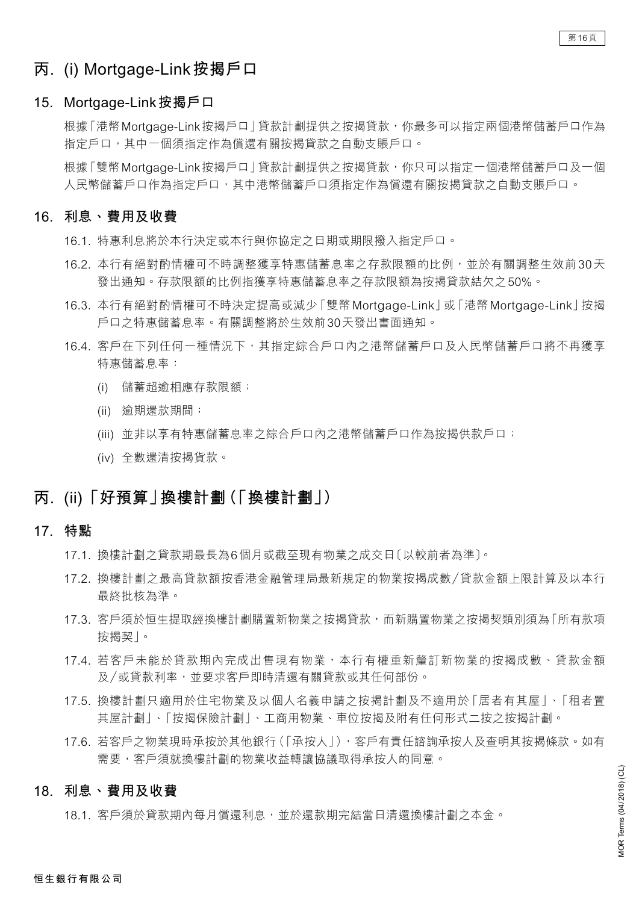## 丙. (i) Mortgage-Link按揭戶口

### 15. Mortgage-Link按揭戶口

根據「港幣Mortgage-Link按揭戶口」貸款計劃提供之按揭貸款，你最多可以指定兩個港幣儲蓄戶口作為指定戶口，其中一個須指定作為償還有關按揭貸款之自動支賬戶口。

根據「雙幣Mortgage-Link按揭戶口」貸款計劃提供之按揭貸款，你只可以指定一個港幣儲蓄戶口及一個人民幣儲蓄戶口作為指定戶口，其中港幣儲蓄戶口須指定作為償還有關按揭貸款之自動支賬戶口。

### 16. 利息、費用及收費

16.1. 特惠利息將於本行決定或本行與你協定之日期或期限撥入指定戶口。

16.2. 本行有絕對酌情權可不時調整獲享特惠儲蓄息率之存款限額的比例，並於有關調整生效前30天發出通知。存款限額的比例指獲享特惠儲蓄息率之存款限額為按揭貸款結欠之50%。

16.3. 本行有絕對酌情權可不時決定提高或減少「雙幣Mortgage-Link」或「港幣Mortgage-Link」按揭戶口之特惠儲蓄息率。有關調整將於生效前30天發出書面通知。

16.4. 客戶在下列任何一種情況下，其指定綜合戶口內之港幣儲蓄戶口及人民幣儲蓄戶口將不再獲享特惠儲蓄息率：

(i) 儲蓄超逾相應存款限額；

(ii) 逾期還款期間；

(iii) 並非以享有特惠儲蓄息率之綜合戶口內之港幣儲蓄戶口作為按揭供款戶口；

(iv) 全數還清按揭貸款。

## 丙. (ii)「好預算」換樓計劃(「換樓計劃」)

### 17. 特點

17.1. 換樓計劃之貸款期最長為6個月或截至現有物業之成交日〔以較前者為準〕。

17.2. 換樓計劃之最高貸款額按香港金融管理局最新規定的物業按揭成數/貸款金額上限計算及以本行最終批核為準。

17.3. 客戶須於恒生提取經換樓計劃購置新物業之按揭貸款，而新購置物業之按揭契類別須為「所有款項按揭契」。

17.4. 若客戶未能於貸款期內完成出售現有物業，本行有權重新釐訂新物業的按揭成數、貸款金額及/或貸款利率，並要求客戶即時清還有關貸款或其任何部份。

17.5. 換樓計劃只適用於住宅物業及以個人名義申請之按揭計劃及不適用於「居者有其屋」、「租者置其屋計劃」、「按揭保險計劃」、工商用物業、車位按揭及附有任何形式二按之按揭計劃。

17.6. 若客戶之物業現時承按於其他銀行(「承按人」)，客戶有責任諮詢承按人及查明其按揭條款。如有需要，客戶須就換樓計劃的物業收益轉讓協議取得承按人的同意。

### 18. 利息、費用及收費

18.1. 客戶須於貸款期內每月償還利息，並於還款期完結當日清還換樓計劃之本金。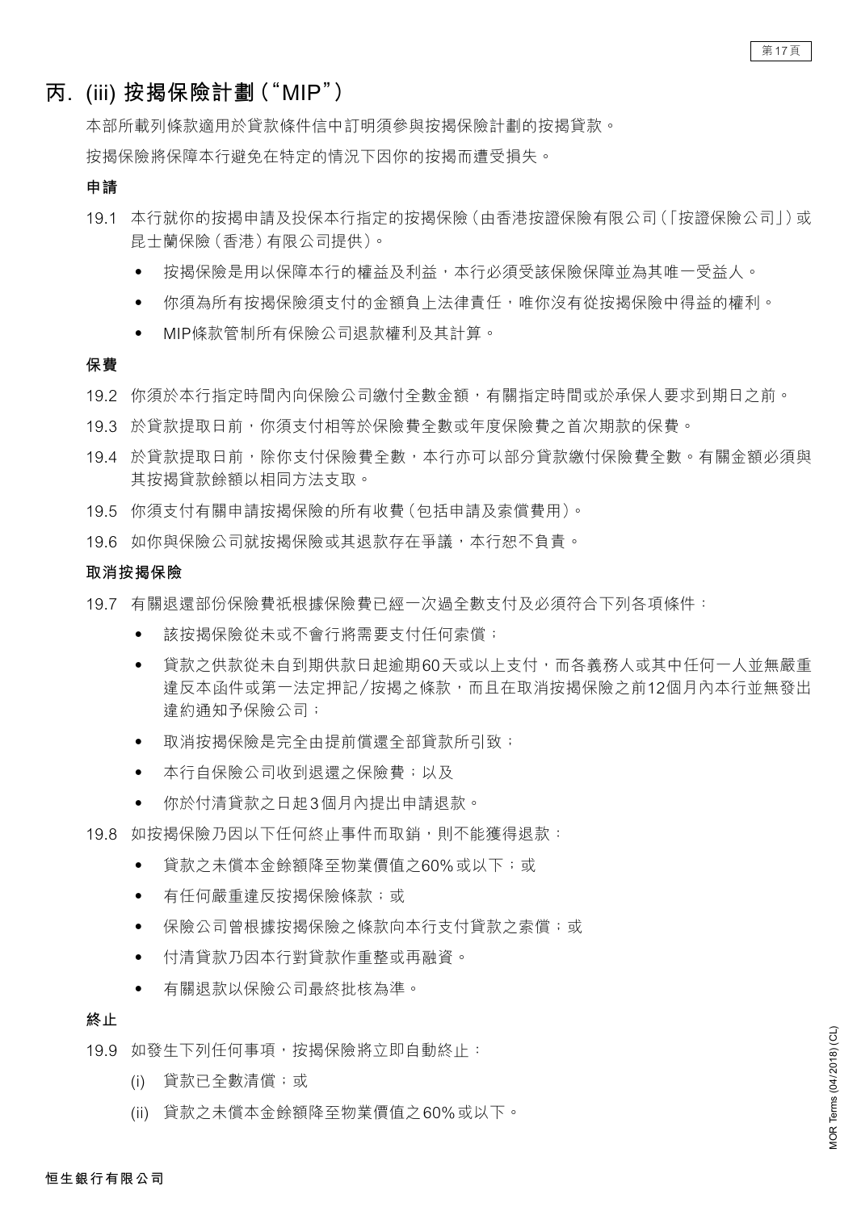## 丙. (iii) 按揭保險計劃（“MIP”）

本部所載列條款適用於貸款條件信中訂明須參與按揭保險計劃的按揭貸款。

按揭保險將保障本行避免在特定的情況下因你的按揭而遭受損失。

**申請**

19.1 本行就你的按揭申請及投保本行指定的按揭保險（由香港按證保險有限公司（「按證保險公司」）或昆士蘭保險（香港）有限公司提供）。

- 按揭保險是用以保障本行的權益及利益，本行必須受該保險保障並為其唯一受益人。
- 你須為所有按揭保險須支付的金額負上法律責任，唯你沒有從按揭保險中得益的權利。
- MIP條款管制所有保險公司退款權利及其計算。

**保費**

19.2 你須於本行指定時間內向保險公司繳付全數金額，有關指定時間或於承保人要求到期日之前。

19.3 於貸款提取日前，你須支付相等於保險費全數或年度保險費之首次期款的保費。

19.4 於貸款提取日前，除你支付保險費全數，本行亦可以部分貸款繳付保險費全數。有關金額必須與其按揭貸款餘額以相同方法支取。

19.5 你須支付有關申請按揭保險的所有收費（包括申請及索償費用）。

19.6 如你與保險公司就按揭保險或其退款存在爭議，本行恕不負責。

**取消按揭保險**

19.7 有關退還部份保險費衹根據保險費已經一次過全數支付及必須符合下列各項條件：

- 該按揭保險從未或不會行將需要支付任何索償；
- 貸款之供款從未自到期供款日起逾期60天或以上支付，而各義務人或其中任何一人並無嚴重違反本函件或第一法定押記/按揭之條款，而且在取消按揭保險之前12個月內本行並無發出違約通知予保險公司；
- 取消按揭保險是完全由提前償還全部貸款所引致；
- 本行自保險公司收到退還之保險費；以及
- 你於付清貸款之日起3個月內提出申請退款。

19.8 如按揭保險乃因以下任何終止事件而取銷，則不能獲得退款：

- 貸款之未償本金餘額降至物業價值之60%或以下；或
- 有任何嚴重違反按揭保險條款；或
- 保險公司曾根據按揭保險之條款向本行支付貸款之索償；或
- 付清貸款乃因本行對貸款作重整或再融資。
- 有關退款以保險公司最終批核為準。

**終止**

19.9 如發生下列任何事項，按揭保險將立即自動終止：

(i) 貸款已全數清償；或

(ii) 貸款之未償本金餘額降至物業價值之60%或以下。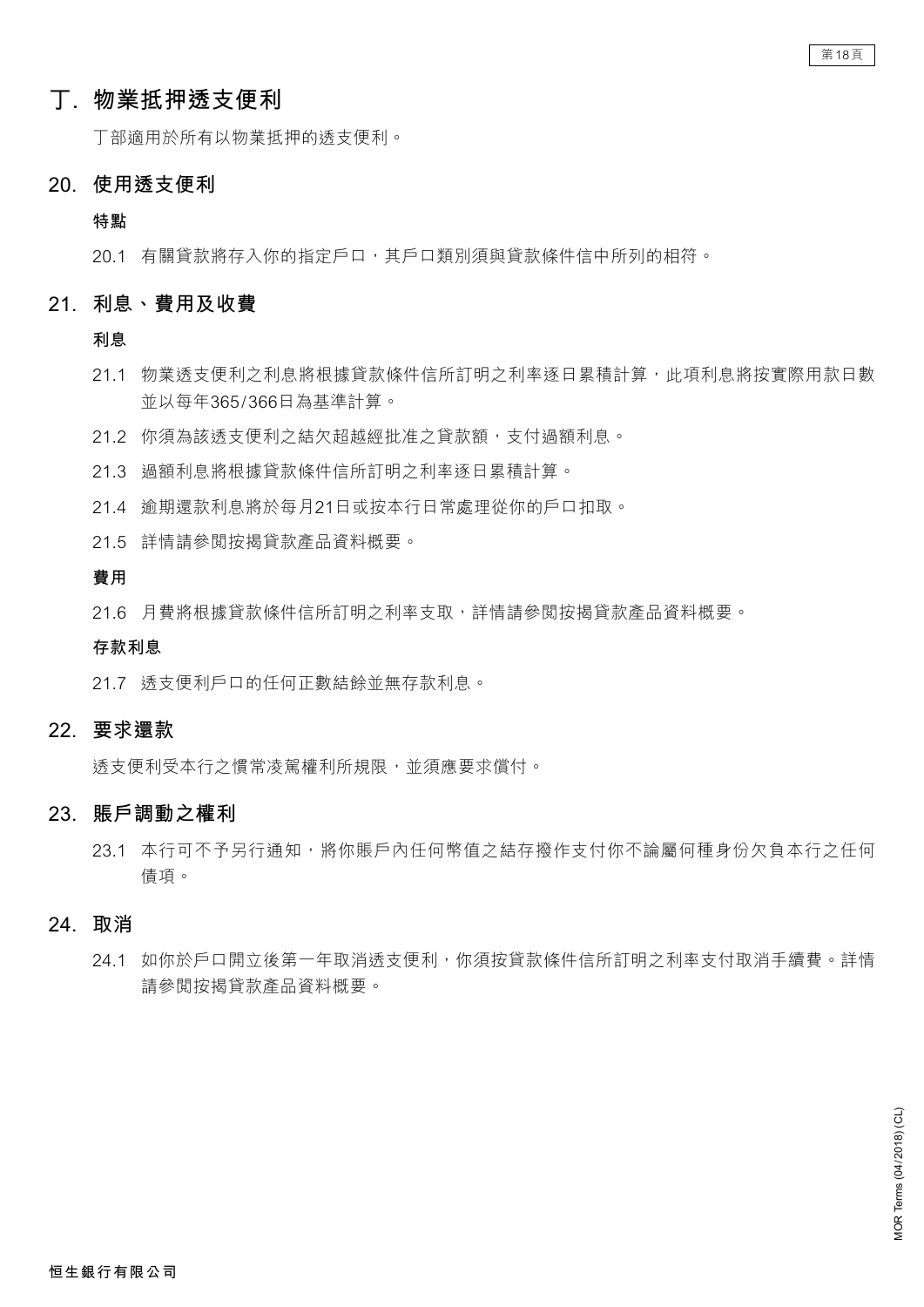# 丁. 物業抵押透支便利

丁部適用於所有以物業抵押的透支便利。

## 20. 使用透支便利

**特點**

20.1 有關貸款將存入你的指定戶口，其戶口類別須與貸款條件信中所列的相符。

## 21. 利息、費用及收費

**利息**

21.1 物業透支便利之利息將根據貸款條件信所訂明之利率逐日累積計算，此項利息將按實際用款日數並以每年365/366日為基準計算。

21.2 你須為該透支便利之結欠超越經批准之貸款額，支付過額利息。

21.3 過額利息將根據貸款條件信所訂明之利率逐日累積計算。

21.4 逾期還款利息將於每月21日或按本行日常處理從你的戶口扣取。

21.5 詳情請參閱按揭貸款產品資料概要。

**費用**

21.6 月費將根據貸款條件信所訂明之利率支取，詳情請參閱按揭貸款產品資料概要。

**存款利息**

21.7 透支便利戶口的任何正數結餘並無存款利息。

## 22. 要求還款

透支便利受本行之慣常凌駕權利所規限，並須應要求償付。

## 23. 賬戶調動之權利

23.1 本行可不予另行通知，將你賬戶內任何幣值之結存撥作支付你不論屬何種身份欠負本行之任何債項。

## 24. 取消

24.1 如你於戶口開立後第一年取消透支便利，你須按貸款條件信所訂明之利率支付取消手續費。詳情請參閱按揭貸款產品資料概要。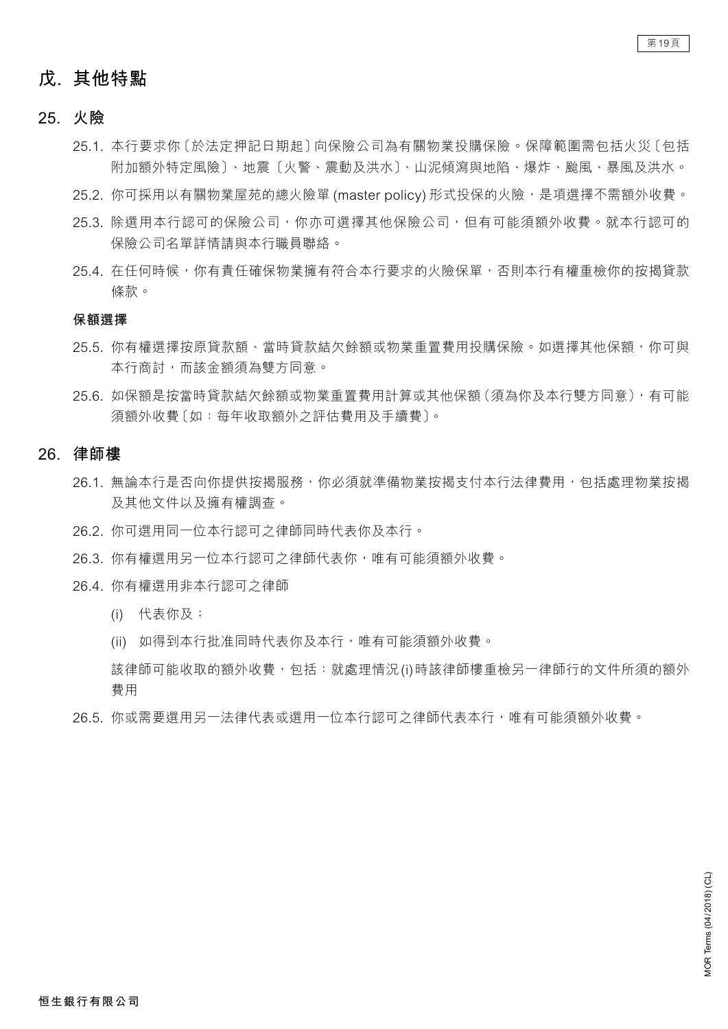## 戊. 其他特點

### 25. 火險

25.1. 本行要求你〔於法定押記日期起〕向保險公司為有關物業投購保險。保障範圍需包括火災〔包括附加額外特定風險〕、地震〔火警、震動及洪水〕、山泥傾瀉與地陷、爆炸、颱風、暴風及洪水。

25.2. 你可採用以有關物業屋苑的總火險單 (master policy) 形式投保的火險，是項選擇不需額外收費。

25.3. 除選用本行認可的保險公司，你亦可選擇其他保險公司，但有可能須額外收費。就本行認可的保險公司名單詳情請與本行職員聯絡。

25.4. 在任何時候，你有責任確保物業擁有符合本行要求的火險保單，否則本行有權重檢你的按揭貸款條款。

**保額選擇**

25.5. 你有權選擇按原貸款額、當時貸款結欠餘額或物業重置費用投購保險。如選擇其他保額，你可與本行商討，而該金額須為雙方同意。

25.6. 如保額是按當時貸款結欠餘額或物業重置費用計算或其他保額（須為你及本行雙方同意），有可能須額外收費〔如：每年收取額外之評估費用及手續費〕。

### 26. 律師樓

26.1. 無論本行是否向你提供按揭服務，你必須就準備物業按揭支付本行法律費用，包括處理物業按揭及其他文件以及擁有權調查。

26.2. 你可選用同一位本行認可之律師同時代表你及本行。

26.3. 你有權選用另一位本行認可之律師代表你，唯有可能須額外收費。

26.4. 你有權選用非本行認可之律師

(i) 代表你及；

(ii) 如得到本行批准同時代表你及本行，唯有可能須額外收費。

該律師可能收取的額外收費，包括：就處理情況(i)時該律師樓重檢另一律師行的文件所須的額外費用

26.5. 你或需要選用另一法律代表或選用一位本行認可之律師代表本行，唯有可能須額外收費。

恒生銀行有限公司

MOR Terms (04/2018) (CL)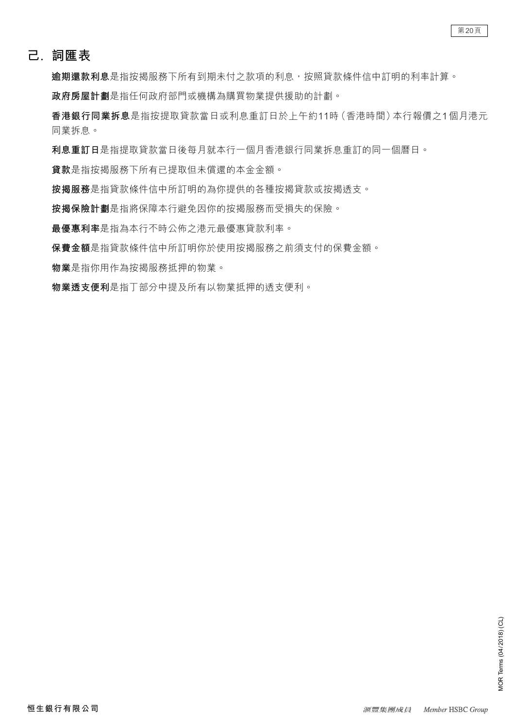## 己. 詞匯表

**逾期還款利息**是指按揭服務下所有到期未付之款項的利息，按照貸款條件信中訂明的利率計算。

**政府房屋計劃**是指任何政府部門或機構為購買物業提供援助的計劃。

**香港銀行同業拆息**是指按提取貸款當日或利息重訂日於上午約11時（香港時間）本行報價之1個月港元同業拆息。

**利息重訂日**是指提取貸款當日後每月就本行一個月香港銀行同業拆息重訂的同一個曆日。

**貸款**是指按揭服務下所有已提取但未償還的本金金額。

**按揭服務**是指貸款條件信中所訂明的為你提供的各種按揭貸款或按揭透支。

**按揭保險計劃**是指將保障本行避免因你的按揭服務而受損失的保險。

**最優惠利率**是指為本行不時公佈之港元最優惠貸款利率。

**保費金額**是指貸款條件信中所訂明你於使用按揭服務之前須支付的保費金額。

**物業**是指你用作為按揭服務抵押的物業。

**物業透支便利**是指丁部分中提及所有以物業抵押的透支便利。

MOR Terms (04/2018) (CL)